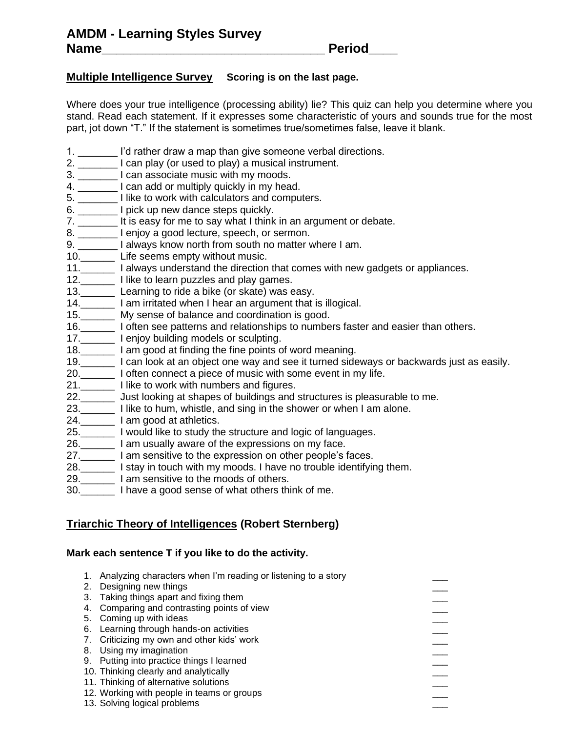# AMDM - Learning Styles Survey

**Name________________________________ Period____**

**Multiple Intelligence Survey** **Scoring is on the last page.**

Where does your true intelligence (processing ability) lie? This quiz can help you determine where you stand. Read each statement. If it expresses some characteristic of yours and sounds true for the most part, jot down "T." If the statement is sometimes true/sometimes false, leave it blank.

1. _______ I'd rather draw a map than give someone verbal directions.
2. _______ I can play (or used to play) a musical instrument.
3. _______ I can associate music with my moods.
4. _______ I can add or multiply quickly in my head.
5. _______ I like to work with calculators and computers.
6. _______ I pick up new dance steps quickly.
7. _______ It is easy for me to say what I think in an argument or debate.
8. _______ I enjoy a good lecture, speech, or sermon.
9. _______ I always know north from south no matter where I am.
10. ______ Life seems empty without music.
11. ______ I always understand the direction that comes with new gadgets or appliances.
12. ______ I like to learn puzzles and play games.
13. ______ Learning to ride a bike (or skate) was easy.
14. ______ I am irritated when I hear an argument that is illogical.
15. ______ My sense of balance and coordination is good.
16. ______ I often see patterns and relationships to numbers faster and easier than others.
17. ______ I enjoy building models or sculpting.
18. ______ I am good at finding the fine points of word meaning.
19. ______ I can look at an object one way and see it turned sideways or backwards just as easily.
20. ______ I often connect a piece of music with some event in my life.
21. ______ I like to work with numbers and figures.
22. ______ Just looking at shapes of buildings and structures is pleasurable to me.
23. ______ I like to hum, whistle, and sing in the shower or when I am alone.
24. ______ I am good at athletics.
25. ______ I would like to study the structure and logic of languages.
26. ______ I am usually aware of the expressions on my face.
27. ______ I am sensitive to the expression on other people's faces.
28. ______ I stay in touch with my moods. I have no trouble identifying them.
29. ______ I am sensitive to the moods of others.
30. ______ I have a good sense of what others think of me.

**Triarchic Theory of Intelligences (Robert Sternberg)**

**Mark each sentence T if you like to do the activity.**

1. Analyzing characters when I'm reading or listening to a story ___
2. Designing new things ___
3. Taking things apart and fixing them ___
4. Comparing and contrasting points of view ___
5. Coming up with ideas ___
6. Learning through hands-on activities ___
7. Criticizing my own and other kids' work ___
8. Using my imagination ___
9. Putting into practice things I learned ___
10. Thinking clearly and analytically ___
11. Thinking of alternative solutions ___
12. Working with people in teams or groups ___
13. Solving logical problems ___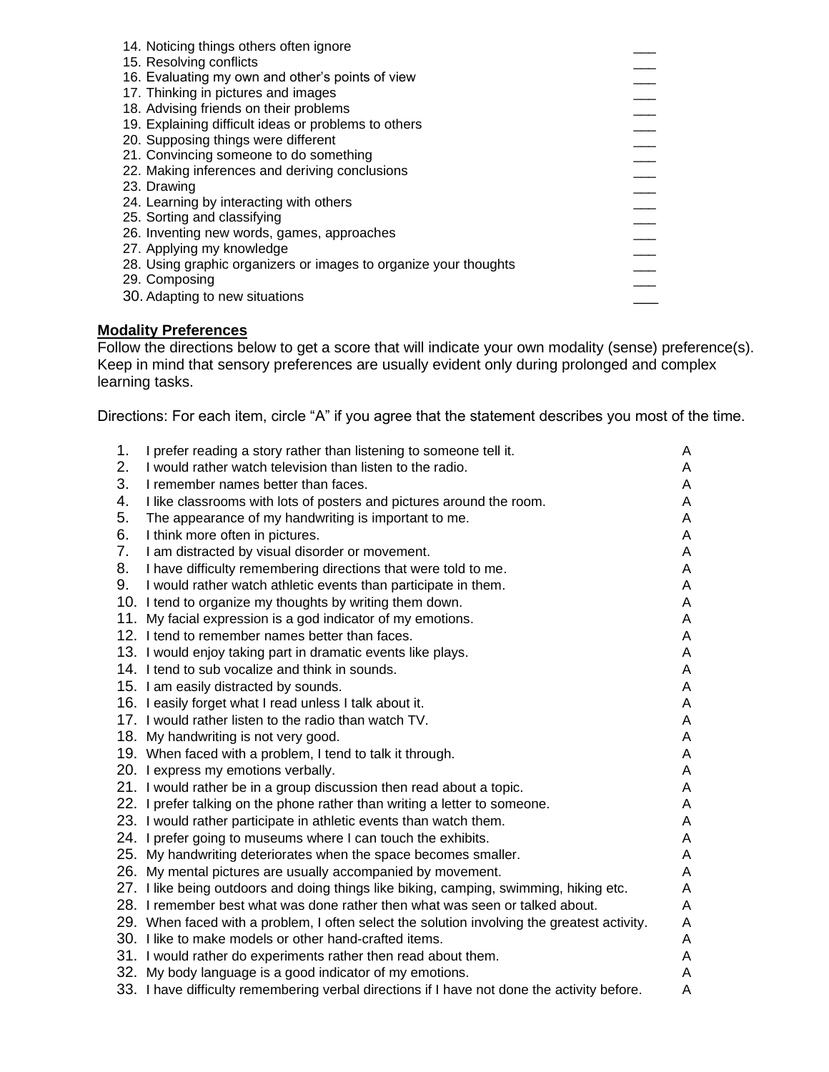14. Noticing things others often ignore ___
15. Resolving conflicts ___
16. Evaluating my own and other's points of view ___
17. Thinking in pictures and images ___
18. Advising friends on their problems ___
19. Explaining difficult ideas or problems to others ___
20. Supposing things were different ___
21. Convincing someone to do something ___
22. Making inferences and deriving conclusions ___
23. Drawing ___
24. Learning by interacting with others ___
25. Sorting and classifying ___
26. Inventing new words, games, approaches ___
27. Applying my knowledge ___
28. Using graphic organizers or images to organize your thoughts ___
29. Composing ___
30. Adapting to new situations ___

**<u>Modality Preferences</u>**

Follow the directions below to get a score that will indicate your own modality (sense) preference(s). Keep in mind that sensory preferences are usually evident only during prolonged and complex learning tasks.

Directions: For each item, circle "A" if you agree that the statement describes you most of the time.

1. I prefer reading a story rather than listening to someone tell it. A
2. I would rather watch television than listen to the radio. A
3. I remember names better than faces. A
4. I like classrooms with lots of posters and pictures around the room. A
5. The appearance of my handwriting is important to me. A
6. I think more often in pictures. A
7. I am distracted by visual disorder or movement. A
8. I have difficulty remembering directions that were told to me. A
9. I would rather watch athletic events than participate in them. A
10. I tend to organize my thoughts by writing them down. A
11. My facial expression is a god indicator of my emotions. A
12. I tend to remember names better than faces. A
13. I would enjoy taking part in dramatic events like plays. A
14. I tend to sub vocalize and think in sounds. A
15. I am easily distracted by sounds. A
16. I easily forget what I read unless I talk about it. A
17. I would rather listen to the radio than watch TV. A
18. My handwriting is not very good. A
19. When faced with a problem, I tend to talk it through. A
20. I express my emotions verbally. A
21. I would rather be in a group discussion then read about a topic. A
22. I prefer talking on the phone rather than writing a letter to someone. A
23. I would rather participate in athletic events than watch them. A
24. I prefer going to museums where I can touch the exhibits. A
25. My handwriting deteriorates when the space becomes smaller. A
26. My mental pictures are usually accompanied by movement. A
27. I like being outdoors and doing things like biking, camping, swimming, hiking etc. A
28. I remember best what was done rather then what was seen or talked about. A
29. When faced with a problem, I often select the solution involving the greatest activity. A
30. I like to make models or other hand-crafted items. A
31. I would rather do experiments rather then read about them. A
32. My body language is a good indicator of my emotions. A
33. I have difficulty remembering verbal directions if I have not done the activity before. A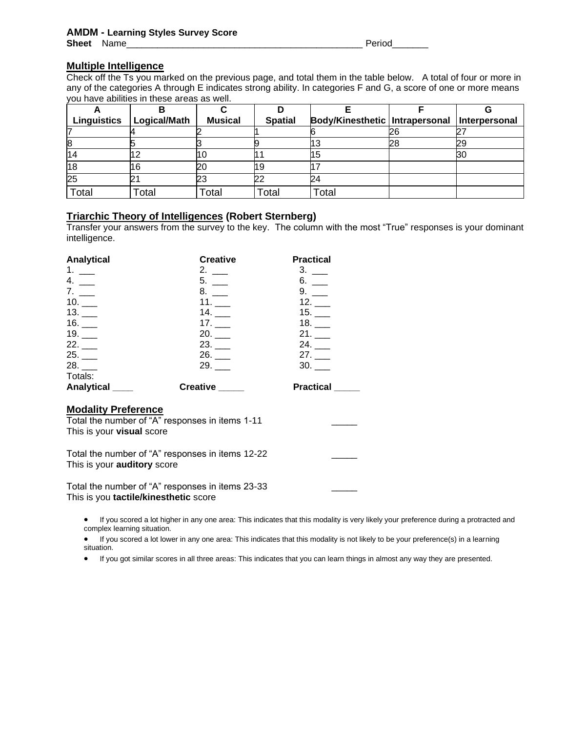**AMDM - Learning Styles Survey Score Sheet** Name_______________________________________________ Period_______

## Multiple Intelligence

Check off the Ts you marked on the previous page, and total them in the table below. A total of four or more in any of the categories A through E indicates strong ability. In categories F and G, a score of one or more means you have abilities in these areas as well.

| A Linguistics | B Logical/Math | C Musical | D Spatial | E Body/Kinesthetic | F Intrapersonal | G Interpersonal |
|---|---|---|---|---|---|---|
| 7 | 4 | 2 | 1 | 6 | 26 | 27 |
| 8 | 5 | 3 | 9 | 13 | 28 | 29 |
| 14 | 12 | 10 | 11 | 15 | | 30 |
| 18 | 16 | 20 | 19 | 17 | | |
| 25 | 21 | 23 | 22 | 24 | | |
| Total | Total | Total | Total | Total | | |

## Triarchic Theory of Intelligences (Robert Sternberg)

Transfer your answers from the survey to the key. The column with the most "True" responses is your dominant intelligence.

| Analytical | Creative | Practical |
|---|---|---|
| 1. ___ | 2. ___ | 3. ___ |
| 4. ___ | 5. ___ | 6. ___ |
| 7. ___ | 8. ___ | 9. ___ |
| 10. ___ | 11. ___ | 12. ___ |
| 13. ___ | 14. ___ | 15. ___ |
| 16. ___ | 17. ___ | 18. ___ |
| 19. ___ | 20. ___ | 21. ___ |
| 22. ___ | 23. ___ | 24. ___ |
| 25. ___ | 26. ___ | 27. ___ |
| 28. ___ | 29. ___ | 30. ___ |
| Totals: | | |
| **Analytical ____** | **Creative _____** | **Practical _____** |

## Modality Preference

Total the number of "A" responses in items 1-11 _____
This is your **visual** score

Total the number of "A" responses in items 12-22 _____
This is your **auditory** score

Total the number of "A" responses in items 23-33 _____
This is you **tactile/kinesthetic** score

- If you scored a lot higher in any one area: This indicates that this modality is very likely your preference during a protracted and complex learning situation.
- If you scored a lot lower in any one area: This indicates that this modality is not likely to be your preference(s) in a learning situation.
- If you got similar scores in all three areas: This indicates that you can learn things in almost any way they are presented.